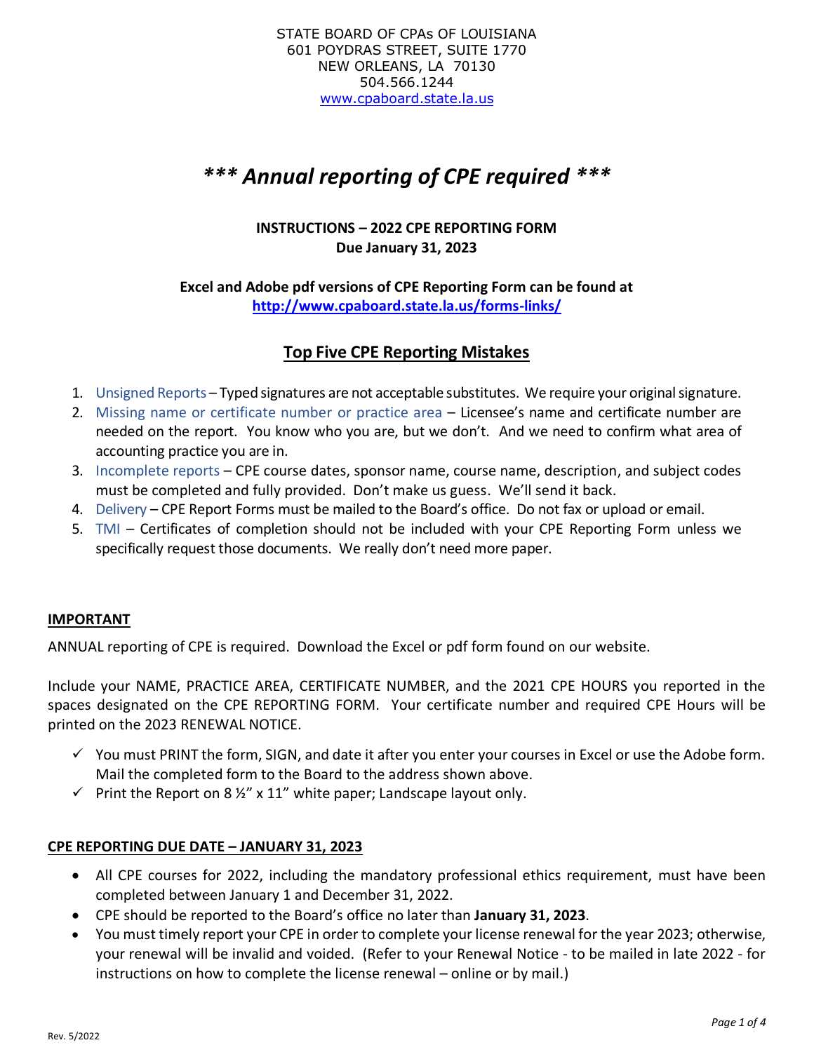STATE BOARD OF CPAs OF LOUISIANA
601 POYDRAS STREET, SUITE 1770
NEW ORLEANS, LA 70130
504.566.1244
www.cpaboard.state.la.us

# *** Annual reporting of CPE required ***

**INSTRUCTIONS – 2022 CPE REPORTING FORM**
**Due January 31, 2023**

**Excel and Adobe pdf versions of CPE Reporting Form can be found at**
**http://www.cpaboard.state.la.us/forms-links/**

## Top Five CPE Reporting Mistakes

1. Unsigned Reports – Typed signatures are not acceptable substitutes. We require your original signature.
2. Missing name or certificate number or practice area – Licensee's name and certificate number are needed on the report. You know who you are, but we don't. And we need to confirm what area of accounting practice you are in.
3. Incomplete reports – CPE course dates, sponsor name, course name, description, and subject codes must be completed and fully provided. Don't make us guess. We'll send it back.
4. Delivery – CPE Report Forms must be mailed to the Board's office. Do not fax or upload or email.
5. TMI – Certificates of completion should not be included with your CPE Reporting Form unless we specifically request those documents. We really don't need more paper.

**IMPORTANT**

ANNUAL reporting of CPE is required. Download the Excel or pdf form found on our website.

Include your NAME, PRACTICE AREA, CERTIFICATE NUMBER, and the 2021 CPE HOURS you reported in the spaces designated on the CPE REPORTING FORM. Your certificate number and required CPE Hours will be printed on the 2023 RENEWAL NOTICE.

- ✓ You must PRINT the form, SIGN, and date it after you enter your courses in Excel or use the Adobe form. Mail the completed form to the Board to the address shown above.
- ✓ Print the Report on 8 ½" x 11" white paper; Landscape layout only.

**CPE REPORTING DUE DATE – JANUARY 31, 2023**

- All CPE courses for 2022, including the mandatory professional ethics requirement, must have been completed between January 1 and December 31, 2022.
- CPE should be reported to the Board's office no later than **January 31, 2023**.
- You must timely report your CPE in order to complete your license renewal for the year 2023; otherwise, your renewal will be invalid and voided. (Refer to your Renewal Notice - to be mailed in late 2022 - for instructions on how to complete the license renewal – online or by mail.)

Rev. 5/2022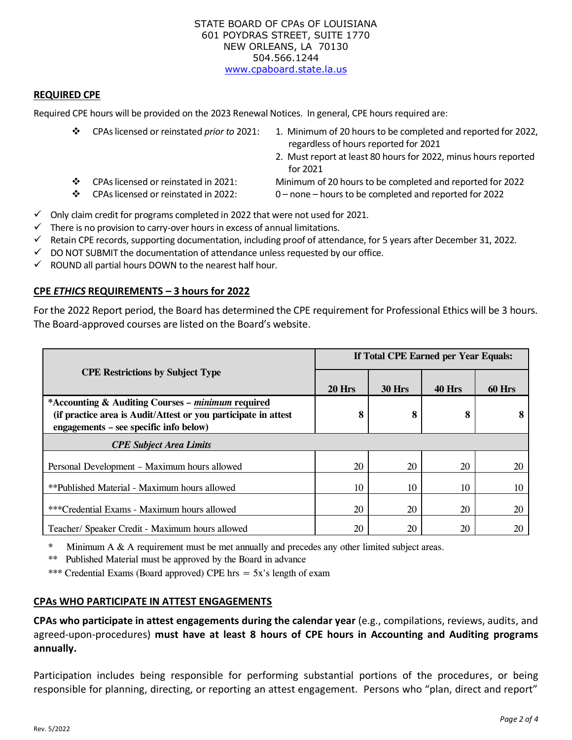STATE BOARD OF CPAs OF LOUISIANA
601 POYDRAS STREET, SUITE 1770
NEW ORLEANS, LA 70130
504.566.1244
www.cpaboard.state.la.us

## REQUIRED CPE

Required CPE hours will be provided on the 2023 Renewal Notices. In general, CPE hours required are:

- CPAs licensed or reinstated *prior to* 2021:
  1. Minimum of 20 hours to be completed and reported for 2022, regardless of hours reported for 2021
  2. Must report at least 80 hours for 2022, minus hours reported for 2021
- CPAs licensed or reinstated in 2021: Minimum of 20 hours to be completed and reported for 2022
- CPAs licensed or reinstated in 2022: 0 – none – hours to be completed and reported for 2022

- ✓ Only claim credit for programs completed in 2022 that were not used for 2021.
- ✓ There is no provision to carry-over hours in excess of annual limitations.
- ✓ Retain CPE records, supporting documentation, including proof of attendance, for 5 years after December 31, 2022.
- ✓ DO NOT SUBMIT the documentation of attendance unless requested by our office.
- ✓ ROUND all partial hours DOWN to the nearest half hour.

## CPE *ETHICS* REQUIREMENTS – 3 hours for 2022

For the 2022 Report period, the Board has determined the CPE requirement for Professional Ethics will be 3 hours. The Board-approved courses are listed on the Board's website.

| CPE Restrictions by Subject Type | If Total CPE Earned per Year Equals: | | | |
|---|---|---|---|---|
| | 20 Hrs | 30 Hrs | 40 Hrs | 60 Hrs |
| ***Accounting & Auditing Courses – *minimum* required (if practice area is Audit/Attest or you participate in attest engagements – see specific info below)** | **8** | **8** | **8** | **8** |
| ***CPE Subject Area Limits*** | | | | |
| Personal Development – Maximum hours allowed | 20 | 20 | 20 | 20 |
| **Published Material - Maximum hours allowed | 10 | 10 | 10 | 10 |
| ***Credential Exams - Maximum hours allowed | 20 | 20 | 20 | 20 |
| Teacher/ Speaker Credit - Maximum hours allowed | 20 | 20 | 20 | 20 |

\* Minimum A & A requirement must be met annually and precedes any other limited subject areas.
** Published Material must be approved by the Board in advance
*** Credential Exams (Board approved) CPE hrs = 5x's length of exam

## CPAs WHO PARTICIPATE IN ATTEST ENGAGEMENTS

**CPAs who participate in attest engagements during the calendar year** (e.g., compilations, reviews, audits, and agreed-upon-procedures) **must have at least 8 hours of CPE hours in Accounting and Auditing programs annually.**

Participation includes being responsible for performing substantial portions of the procedures, or being responsible for planning, directing, or reporting an attest engagement. Persons who "plan, direct and report"

Rev. 5/2022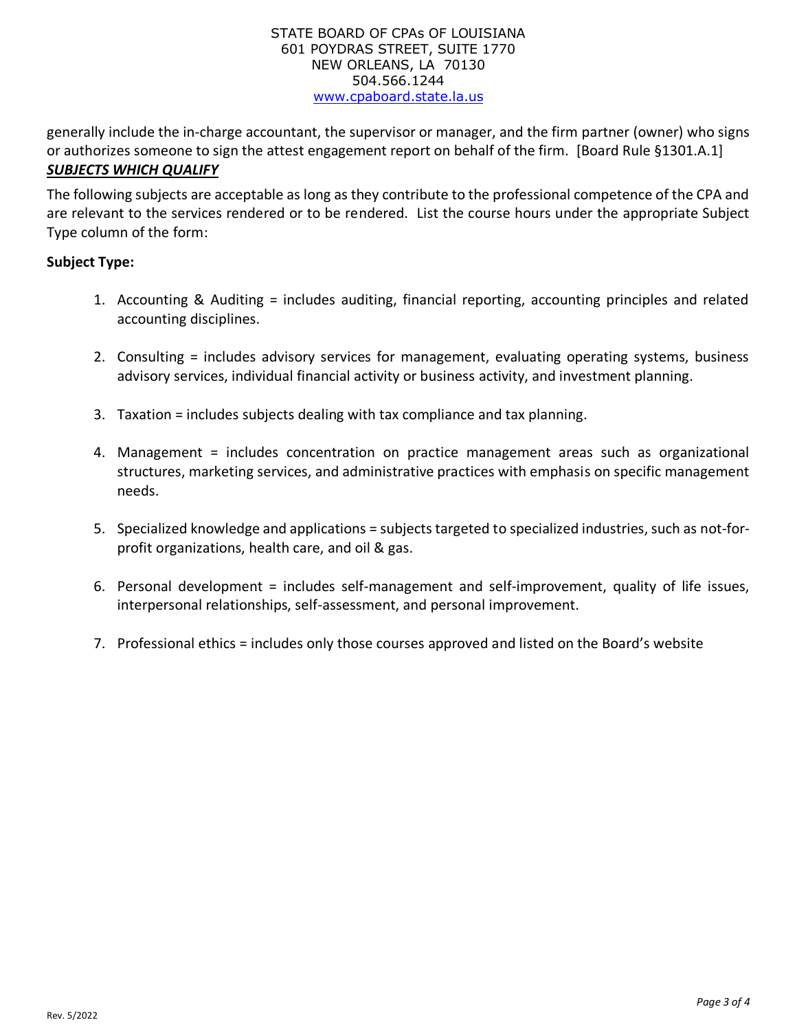generally include the in-charge accountant, the supervisor or manager, and the firm partner (owner) who signs or authorizes someone to sign the attest engagement report on behalf of the firm. [Board Rule §1301.A.1]

***SUBJECTS WHICH QUALIFY***

The following subjects are acceptable as long as they contribute to the professional competence of the CPA and are relevant to the services rendered or to be rendered. List the course hours under the appropriate Subject Type column of the form:

**Subject Type:**

1. Accounting & Auditing = includes auditing, financial reporting, accounting principles and related accounting disciplines.
2. Consulting = includes advisory services for management, evaluating operating systems, business advisory services, individual financial activity or business activity, and investment planning.
3. Taxation = includes subjects dealing with tax compliance and tax planning.
4. Management = includes concentration on practice management areas such as organizational structures, marketing services, and administrative practices with emphasis on specific management needs.
5. Specialized knowledge and applications = subjects targeted to specialized industries, such as not-for-profit organizations, health care, and oil & gas.
6. Personal development = includes self-management and self-improvement, quality of life issues, interpersonal relationships, self-assessment, and personal improvement.
7. Professional ethics = includes only those courses approved and listed on the Board's website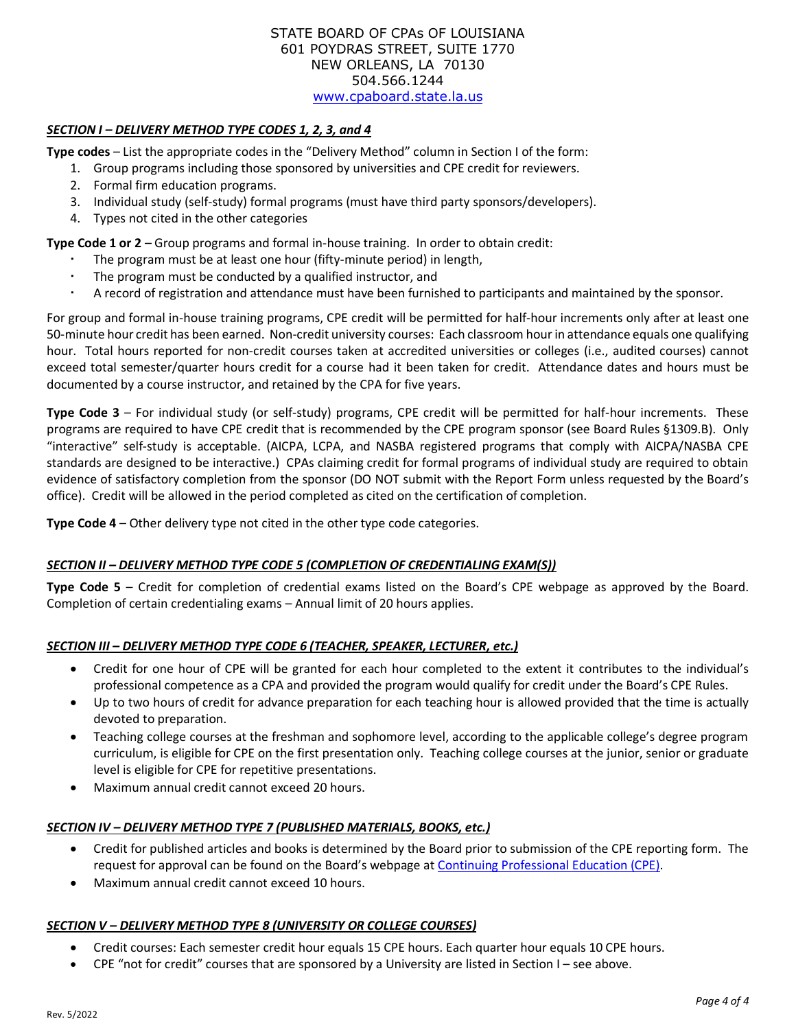STATE BOARD OF CPAs OF LOUISIANA
601 POYDRAS STREET, SUITE 1770
NEW ORLEANS, LA 70130
504.566.1244
www.cpaboard.state.la.us

## ***SECTION I – DELIVERY METHOD TYPE CODES 1, 2, 3, and 4***

**Type codes** – List the appropriate codes in the "Delivery Method" column in Section I of the form:

1. Group programs including those sponsored by universities and CPE credit for reviewers.
2. Formal firm education programs.
3. Individual study (self-study) formal programs (must have third party sponsors/developers).
4. Types not cited in the other categories

**Type Code 1 or 2** – Group programs and formal in-house training. In order to obtain credit:

- The program must be at least one hour (fifty-minute period) in length,
- The program must be conducted by a qualified instructor, and
- A record of registration and attendance must have been furnished to participants and maintained by the sponsor.

For group and formal in-house training programs, CPE credit will be permitted for half-hour increments only after at least one 50-minute hour credit has been earned. Non-credit university courses: Each classroom hour in attendance equals one qualifying hour. Total hours reported for non-credit courses taken at accredited universities or colleges (i.e., audited courses) cannot exceed total semester/quarter hours credit for a course had it been taken for credit. Attendance dates and hours must be documented by a course instructor, and retained by the CPA for five years.

**Type Code 3** – For individual study (or self-study) programs, CPE credit will be permitted for half-hour increments. These programs are required to have CPE credit that is recommended by the CPE program sponsor (see Board Rules §1309.B). Only "interactive" self-study is acceptable. (AICPA, LCPA, and NASBA registered programs that comply with AICPA/NASBA CPE standards are designed to be interactive.) CPAs claiming credit for formal programs of individual study are required to obtain evidence of satisfactory completion from the sponsor (DO NOT submit with the Report Form unless requested by the Board's office). Credit will be allowed in the period completed as cited on the certification of completion.

**Type Code 4** – Other delivery type not cited in the other type code categories.

## ***SECTION II – DELIVERY METHOD TYPE CODE 5 (COMPLETION OF CREDENTIALING EXAM(S))***

**Type Code 5** – Credit for completion of credential exams listed on the Board's CPE webpage as approved by the Board. Completion of certain credentialing exams – Annual limit of 20 hours applies.

## ***SECTION III – DELIVERY METHOD TYPE CODE 6 (TEACHER, SPEAKER, LECTURER, etc.)***

- Credit for one hour of CPE will be granted for each hour completed to the extent it contributes to the individual's professional competence as a CPA and provided the program would qualify for credit under the Board's CPE Rules.
- Up to two hours of credit for advance preparation for each teaching hour is allowed provided that the time is actually devoted to preparation.
- Teaching college courses at the freshman and sophomore level, according to the applicable college's degree program curriculum, is eligible for CPE on the first presentation only. Teaching college courses at the junior, senior or graduate level is eligible for CPE for repetitive presentations.
- Maximum annual credit cannot exceed 20 hours.

## ***SECTION IV – DELIVERY METHOD TYPE 7 (PUBLISHED MATERIALS, BOOKS, etc.)***

- Credit for published articles and books is determined by the Board prior to submission of the CPE reporting form. The request for approval can be found on the Board's webpage at Continuing Professional Education (CPE).
- Maximum annual credit cannot exceed 10 hours.

## ***SECTION V – DELIVERY METHOD TYPE 8 (UNIVERSITY OR COLLEGE COURSES)***

- Credit courses: Each semester credit hour equals 15 CPE hours. Each quarter hour equals 10 CPE hours.
- CPE "not for credit" courses that are sponsored by a University are listed in Section I – see above.

Rev. 5/2022